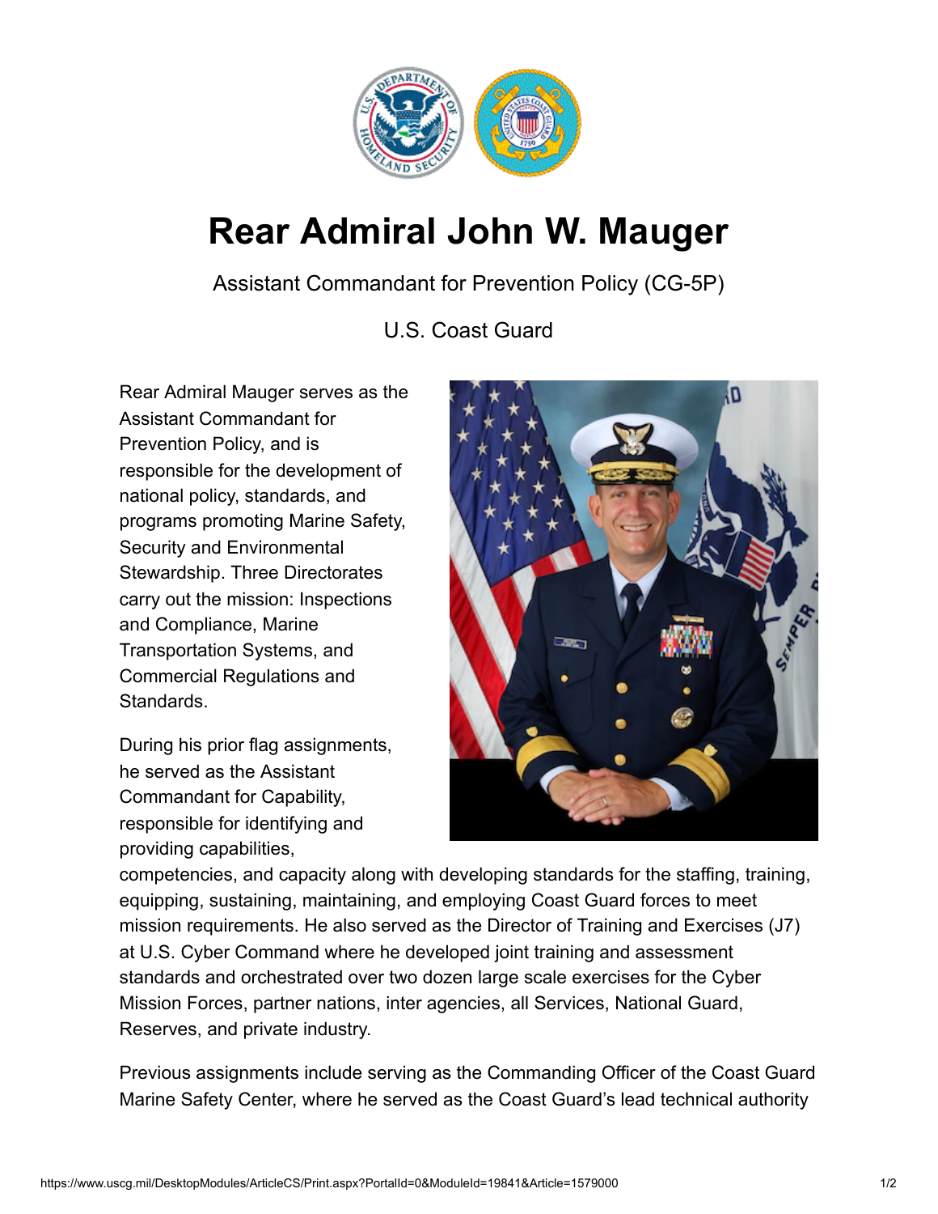# Rear Admiral John W. Mauger

Assistant Commandant for Prevention Policy (CG-5P)

U.S. Coast Guard

Rear Admiral Mauger serves as the Assistant Commandant for Prevention Policy, and is responsible for the development of national policy, standards, and programs promoting Marine Safety, Security and Environmental Stewardship. Three Directorates carry out the mission: Inspections and Compliance, Marine Transportation Systems, and Commercial Regulations and Standards.

During his prior flag assignments, he served as the Assistant Commandant for Capability, responsible for identifying and providing capabilities, competencies, and capacity along with developing standards for the staffing, training, equipping, sustaining, maintaining, and employing Coast Guard forces to meet mission requirements. He also served as the Director of Training and Exercises (J7) at U.S. Cyber Command where he developed joint training and assessment standards and orchestrated over two dozen large scale exercises for the Cyber Mission Forces, partner nations, inter agencies, all Services, National Guard, Reserves, and private industry.

Previous assignments include serving as the Commanding Officer of the Coast Guard Marine Safety Center, where he served as the Coast Guard's lead technical authority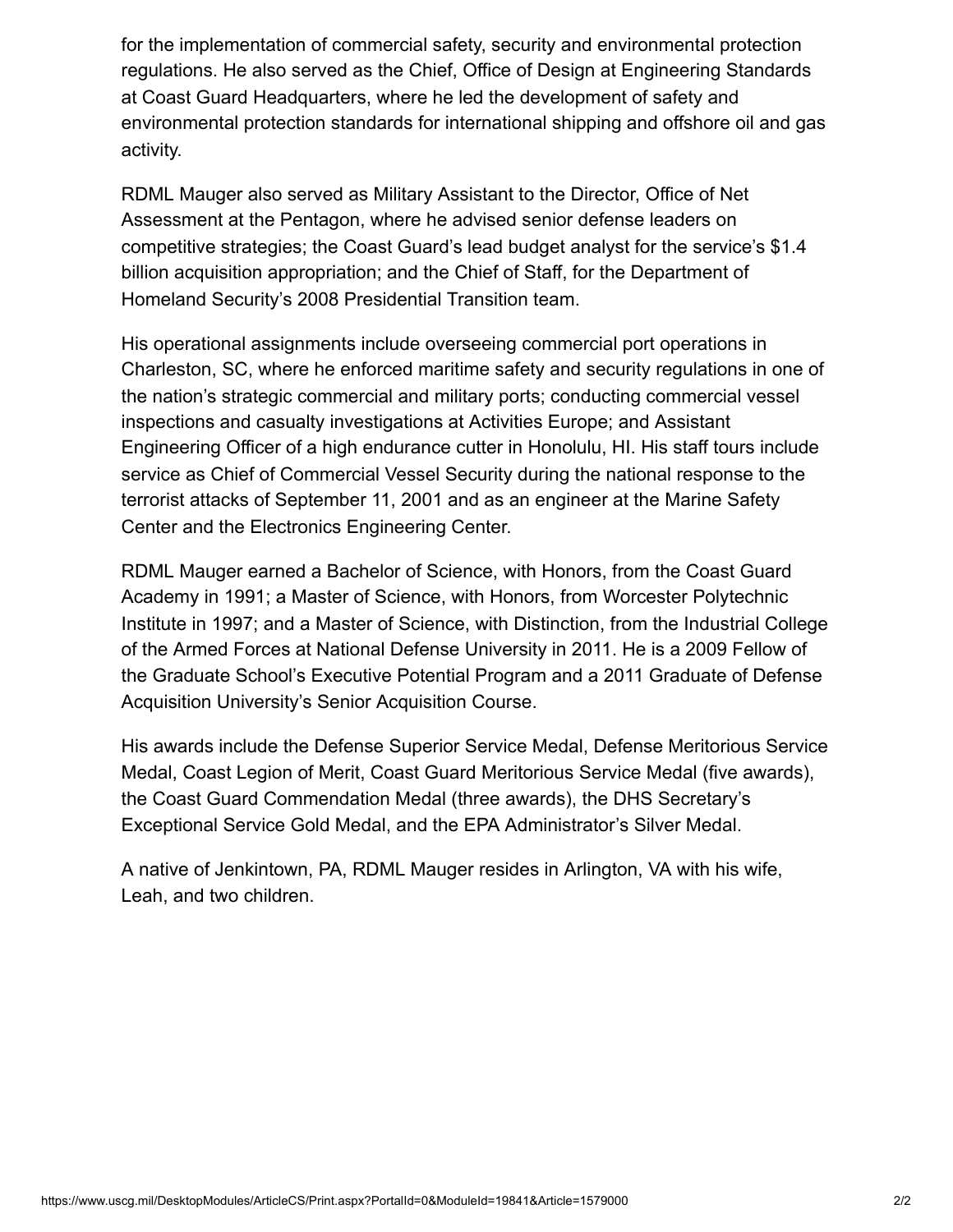for the implementation of commercial safety, security and environmental protection regulations. He also served as the Chief, Office of Design at Engineering Standards at Coast Guard Headquarters, where he led the development of safety and environmental protection standards for international shipping and offshore oil and gas activity.

RDML Mauger also served as Military Assistant to the Director, Office of Net Assessment at the Pentagon, where he advised senior defense leaders on competitive strategies; the Coast Guard's lead budget analyst for the service's $1.4 billion acquisition appropriation; and the Chief of Staff, for the Department of Homeland Security's 2008 Presidential Transition team.

His operational assignments include overseeing commercial port operations in Charleston, SC, where he enforced maritime safety and security regulations in one of the nation's strategic commercial and military ports; conducting commercial vessel inspections and casualty investigations at Activities Europe; and Assistant Engineering Officer of a high endurance cutter in Honolulu, HI. His staff tours include service as Chief of Commercial Vessel Security during the national response to the terrorist attacks of September 11, 2001 and as an engineer at the Marine Safety Center and the Electronics Engineering Center.

RDML Mauger earned a Bachelor of Science, with Honors, from the Coast Guard Academy in 1991; a Master of Science, with Honors, from Worcester Polytechnic Institute in 1997; and a Master of Science, with Distinction, from the Industrial College of the Armed Forces at National Defense University in 2011. He is a 2009 Fellow of the Graduate School's Executive Potential Program and a 2011 Graduate of Defense Acquisition University's Senior Acquisition Course.

His awards include the Defense Superior Service Medal, Defense Meritorious Service Medal, Coast Legion of Merit, Coast Guard Meritorious Service Medal (five awards), the Coast Guard Commendation Medal (three awards), the DHS Secretary's Exceptional Service Gold Medal, and the EPA Administrator's Silver Medal.

A native of Jenkintown, PA, RDML Mauger resides in Arlington, VA with his wife, Leah, and two children.